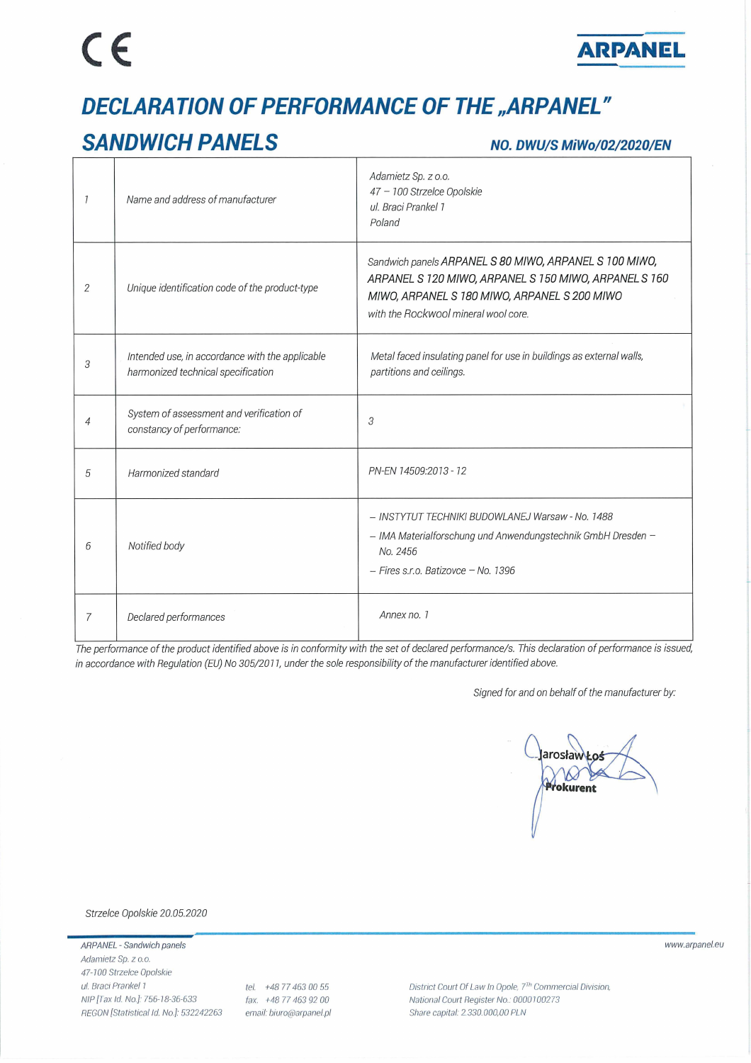CE

ARPANEL

# DECLARATION OF PERFORMANCE OF THE „ARPANEL" SANDWICH PANELS

**NO. DWU/S MiWo/02/2020/EN**

| | | |
|---|---|---|
| 1 | Name and address of manufacturer | Adamietz Sp. z o.o.<br>47 – 100 Strzelce Opolskie<br>ul. Braci Prankel 1<br>Poland |
| 2 | Unique identification code of the product-type | Sandwich panels ARPANEL S 80 MIWO, ARPANEL S 100 MIWO, ARPANEL S 120 MIWO, ARPANEL S 150 MIWO, ARPANEL S 160 MIWO, ARPANEL S 180 MIWO, ARPANEL S 200 MIWO with the Rockwool mineral wool core. |
| 3 | Intended use, in accordance with the applicable harmonized technical specification | Metal faced insulating panel for use in buildings as external walls, partitions and ceilings. |
| 4 | System of assessment and verification of constancy of performance: | 3 |
| 5 | Harmonized standard | PN-EN 14509:2013 - 12 |
| 6 | Notified body | – INSTYTUT TECHNIKI BUDOWLANEJ Warsaw - No. 1488<br>– IMA Materialforschung und Anwendungstechnik GmbH Dresden – No. 2456<br>– Fires s.r.o. Batizovce – No. 1396 |
| 7 | Declared performances | Annex no. 1 |

*The performance of the product identified above is in conformity with the set of declared performance/s. This declaration of performance is issued, in accordance with Regulation (EU) No 305/2011, under the sole responsibility of the manufacturer identified above.*

Signed for and on behalf of the manufacturer by:

Jarosław Łoś
Prokurent

Strzelce Opolskie 20.05.2020

ARPANEL - Sandwich panels
Adamietz Sp. z o.o.
47-100 Strzelce Opolskie
ul. Braci Prankel 1
NIP [Tax Id. No.]: 756-18-36-633
REGON [Statistical Id. No.]: 532242263

tel. +48 77 463 00 55
fax. +48 77 463 92 00
email: biuro@arpanel.pl

District Court Of Law In Opole, 7th Commercial Division,
National Court Register No.: 0000100273
Share capital: 2.330.000,00 PLN

www.arpanel.eu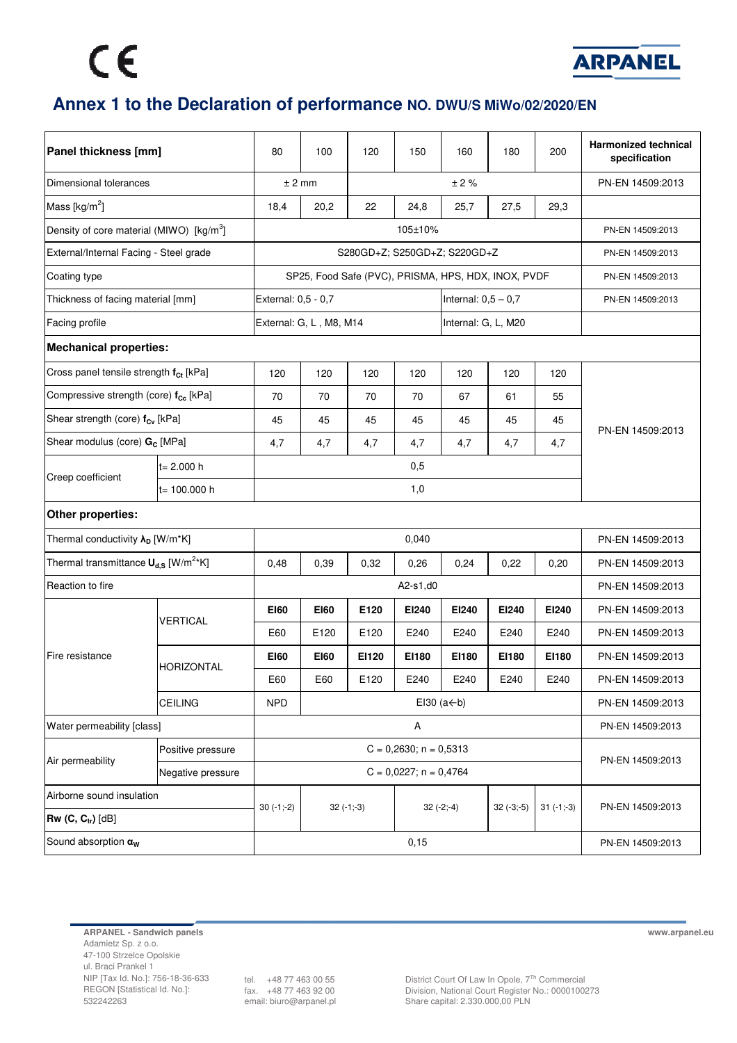# Annex 1 to the Declaration of performance NO. DWU/S MiWo/02/2020/EN

| Panel thickness [mm] | | 80 | 100 | 120 | 150 | 160 | 180 | 200 | Harmonized technical specification |
|---|---|---|---|---|---|---|---|---|---|
| Dimensional tolerances | | ± 2 mm | | ± 2 % | | | | | PN-EN 14509:2013 |
| Mass [kg/m$^2$] | | 18,4 | 20,2 | 22 | 24,8 | 25,7 | 27,5 | 29,3 | |
| Density of core material (MIWO) [kg/m$^3$] | | 105±10% | | | | | | | PN-EN 14509:2013 |
| External/Internal Facing - Steel grade | | S280GD+Z; S250GD+Z; S220GD+Z | | | | | | | PN-EN 14509:2013 |
| Coating type | | SP25, Food Safe (PVC), PRISMA, HPS, HDX, INOX, PVDF | | | | | | | PN-EN 14509:2013 |
| Thickness of facing material [mm] | | External: 0,5 - 0,7 | | | | Internal: 0,5 – 0,7 | | | PN-EN 14509:2013 |
| Facing profile | | External: G, L , M8, M14 | | | | Internal: G, L, M20 | | | |
| **Mechanical properties:** | | | | | | | | | |
| Cross panel tensile strength $f_{Ct}$ [kPa] | | 120 | 120 | 120 | 120 | 120 | 120 | 120 | PN-EN 14509:2013 |
| Compressive strength (core) $f_{Cc}$ [kPa] | | 70 | 70 | 70 | 70 | 67 | 61 | 55 | |
| Shear strength (core) $f_{Cv}$ [kPa] | | 45 | 45 | 45 | 45 | 45 | 45 | 45 | |
| Shear modulus (core) $G_C$ [MPa] | | 4,7 | 4,7 | 4,7 | 4,7 | 4,7 | 4,7 | 4,7 | |
| Creep coefficient | t= 2.000 h | 0,5 | | | | | | | |
| | t= 100.000 h | 1,0 | | | | | | | |
| **Other properties:** | | | | | | | | | |
| Thermal conductivity $\lambda_D$ [W/m*K] | | 0,040 | | | | | | | PN-EN 14509:2013 |
| Thermal transmittance $U_{d,S}$ [W/m$^2$*K] | | 0,48 | 0,39 | 0,32 | 0,26 | 0,24 | 0,22 | 0,20 | PN-EN 14509:2013 |
| Reaction to fire | | A2-s1,d0 | | | | | | | PN-EN 14509:2013 |
| Fire resistance | VERTICAL | **EI60** | **EI60** | **E120** | **EI240** | **EI240** | **EI240** | **EI240** | PN-EN 14509:2013 |
| | | E60 | E120 | E120 | E240 | E240 | E240 | E240 | PN-EN 14509:2013 |
| | HORIZONTAL | **EI60** | **EI60** | **EI120** | **EI180** | **EI180** | **EI180** | **EI180** | PN-EN 14509:2013 |
| | | E60 | E60 | E120 | E240 | E240 | E240 | E240 | PN-EN 14509:2013 |
| | CEILING | NPD | EI30 (a←b) | | | | | | PN-EN 14509:2013 |
| Water permeability [class] | | A | | | | | | | PN-EN 14509:2013 |
| Air permeability | Positive pressure | C = 0,2630; n = 0,5313 | | | | | | | PN-EN 14509:2013 |
| | Negative pressure | C = 0,0227; n = 0,4764 | | | | | | | |
| Airborne sound insulation **Rw (C, $C_{tr}$)** [dB] | | 30 (-1;-2) | 32 (-1;-3) | | 32 (-2;-4) | | 32 (-3;-5) | 31 (-1;-3) | PN-EN 14509:2013 |
| Sound absorption $\alpha_W$ | | 0,15 | | | | | | | PN-EN 14509:2013 |

**ARPANEL - Sandwich panels**
Adamietz Sp. z o.o.
47-100 Strzelce Opolskie
ul. Braci Prankel 1
NIP [Tax Id. No.]: 756-18-36-633
REGON [Statistical Id. No.]: 532242263

tel. +48 77 463 00 55
fax. +48 77 463 92 00
email: biuro@arpanel.pl

District Court Of Law In Opole, 7[Th] Commercial Division, National Court Register No.: 0000100273
Share capital: 2.330.000,00 PLN

www.arpanel.eu